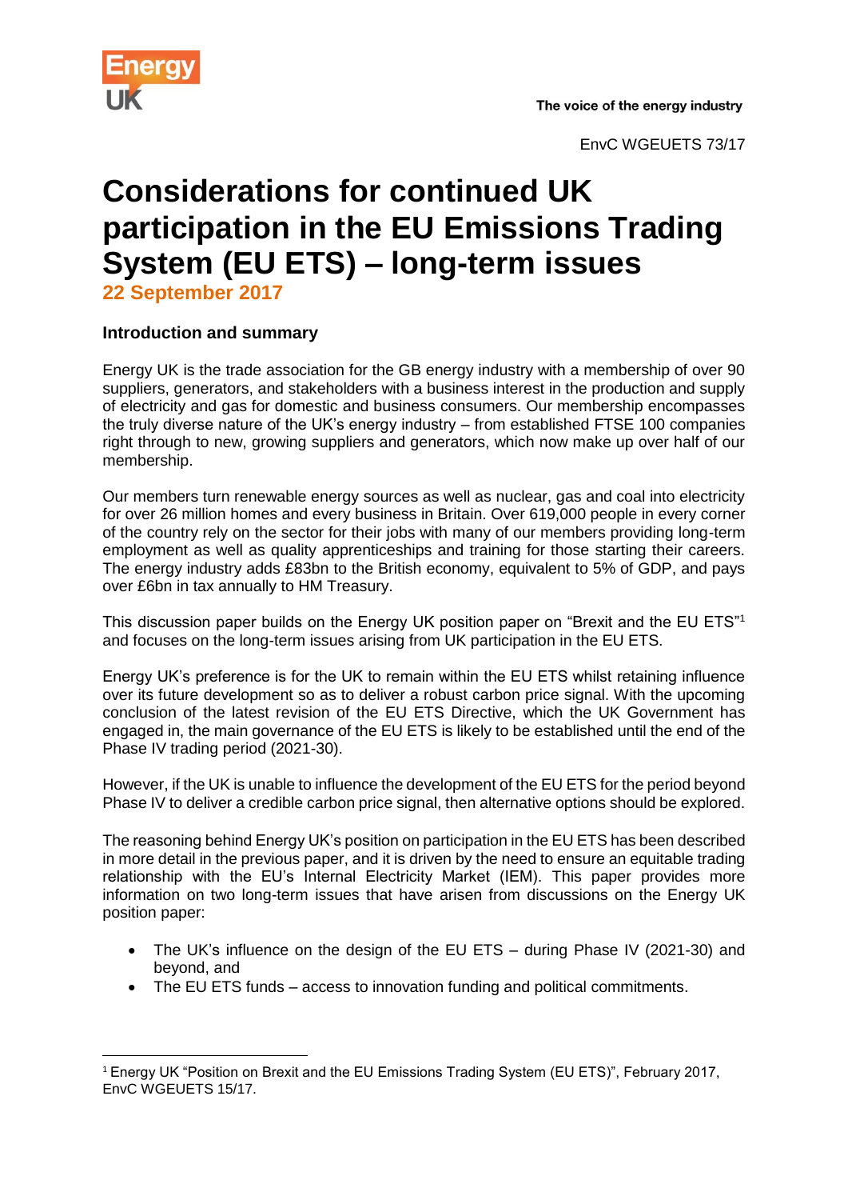The voice of the energy industry

EnvC WGEUETS 73/17

# Considerations for continued UK participation in the EU Emissions Trading System (EU ETS) – long-term issues

**22 September 2017**

### Introduction and summary

Energy UK is the trade association for the GB energy industry with a membership of over 90 suppliers, generators, and stakeholders with a business interest in the production and supply of electricity and gas for domestic and business consumers. Our membership encompasses the truly diverse nature of the UK's energy industry – from established FTSE 100 companies right through to new, growing suppliers and generators, which now make up over half of our membership.

Our members turn renewable energy sources as well as nuclear, gas and coal into electricity for over 26 million homes and every business in Britain. Over 619,000 people in every corner of the country rely on the sector for their jobs with many of our members providing long-term employment as well as quality apprenticeships and training for those starting their careers. The energy industry adds £83bn to the British economy, equivalent to 5% of GDP, and pays over £6bn in tax annually to HM Treasury.

This discussion paper builds on the Energy UK position paper on "Brexit and the EU ETS"[1] and focuses on the long-term issues arising from UK participation in the EU ETS.

Energy UK's preference is for the UK to remain within the EU ETS whilst retaining influence over its future development so as to deliver a robust carbon price signal. With the upcoming conclusion of the latest revision of the EU ETS Directive, which the UK Government has engaged in, the main governance of the EU ETS is likely to be established until the end of the Phase IV trading period (2021-30).

However, if the UK is unable to influence the development of the EU ETS for the period beyond Phase IV to deliver a credible carbon price signal, then alternative options should be explored.

The reasoning behind Energy UK's position on participation in the EU ETS has been described in more detail in the previous paper, and it is driven by the need to ensure an equitable trading relationship with the EU's Internal Electricity Market (IEM). This paper provides more information on two long-term issues that have arisen from discussions on the Energy UK position paper:

- The UK's influence on the design of the EU ETS – during Phase IV (2021-30) and beyond, and
- The EU ETS funds – access to innovation funding and political commitments.

[1] Energy UK "Position on Brexit and the EU Emissions Trading System (EU ETS)", February 2017, EnvC WGEUETS 15/17.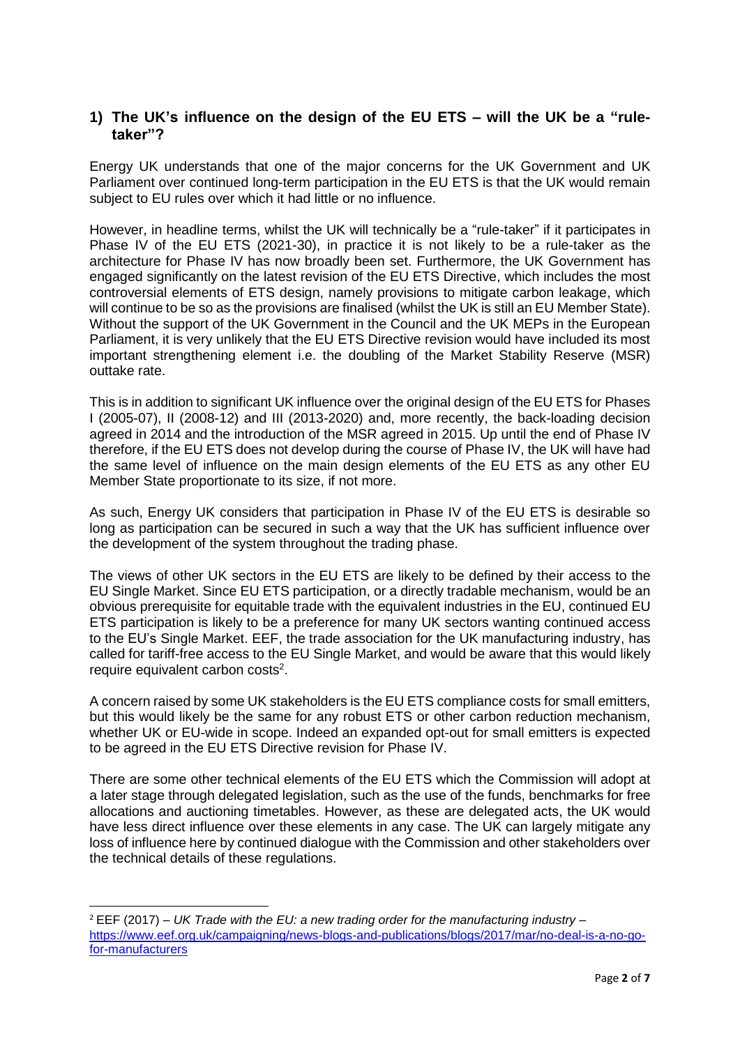## 1) The UK's influence on the design of the EU ETS – will the UK be a "rule-taker"?

Energy UK understands that one of the major concerns for the UK Government and UK Parliament over continued long-term participation in the EU ETS is that the UK would remain subject to EU rules over which it had little or no influence.

However, in headline terms, whilst the UK will technically be a "rule-taker" if it participates in Phase IV of the EU ETS (2021-30), in practice it is not likely to be a rule-taker as the architecture for Phase IV has now broadly been set. Furthermore, the UK Government has engaged significantly on the latest revision of the EU ETS Directive, which includes the most controversial elements of ETS design, namely provisions to mitigate carbon leakage, which will continue to be so as the provisions are finalised (whilst the UK is still an EU Member State). Without the support of the UK Government in the Council and the UK MEPs in the European Parliament, it is very unlikely that the EU ETS Directive revision would have included its most important strengthening element i.e. the doubling of the Market Stability Reserve (MSR) outtake rate.

This is in addition to significant UK influence over the original design of the EU ETS for Phases I (2005-07), II (2008-12) and III (2013-2020) and, more recently, the back-loading decision agreed in 2014 and the introduction of the MSR agreed in 2015. Up until the end of Phase IV therefore, if the EU ETS does not develop during the course of Phase IV, the UK will have had the same level of influence on the main design elements of the EU ETS as any other EU Member State proportionate to its size, if not more.

As such, Energy UK considers that participation in Phase IV of the EU ETS is desirable so long as participation can be secured in such a way that the UK has sufficient influence over the development of the system throughout the trading phase.

The views of other UK sectors in the EU ETS are likely to be defined by their access to the EU Single Market. Since EU ETS participation, or a directly tradable mechanism, would be an obvious prerequisite for equitable trade with the equivalent industries in the EU, continued EU ETS participation is likely to be a preference for many UK sectors wanting continued access to the EU's Single Market. EEF, the trade association for the UK manufacturing industry, has called for tariff-free access to the EU Single Market, and would be aware that this would likely require equivalent carbon costs[2].

A concern raised by some UK stakeholders is the EU ETS compliance costs for small emitters, but this would likely be the same for any robust ETS or other carbon reduction mechanism, whether UK or EU-wide in scope. Indeed an expanded opt-out for small emitters is expected to be agreed in the EU ETS Directive revision for Phase IV.

There are some other technical elements of the EU ETS which the Commission will adopt at a later stage through delegated legislation, such as the use of the funds, benchmarks for free allocations and auctioning timetables. However, as these are delegated acts, the UK would have less direct influence over these elements in any case. The UK can largely mitigate any loss of influence here by continued dialogue with the Commission and other stakeholders over the technical details of these regulations.

---

[2] EEF (2017) – *UK Trade with the EU: a new trading order for the manufacturing industry* – https://www.eef.org.uk/campaigning/news-blogs-and-publications/blogs/2017/mar/no-deal-is-a-no-go-for-manufacturers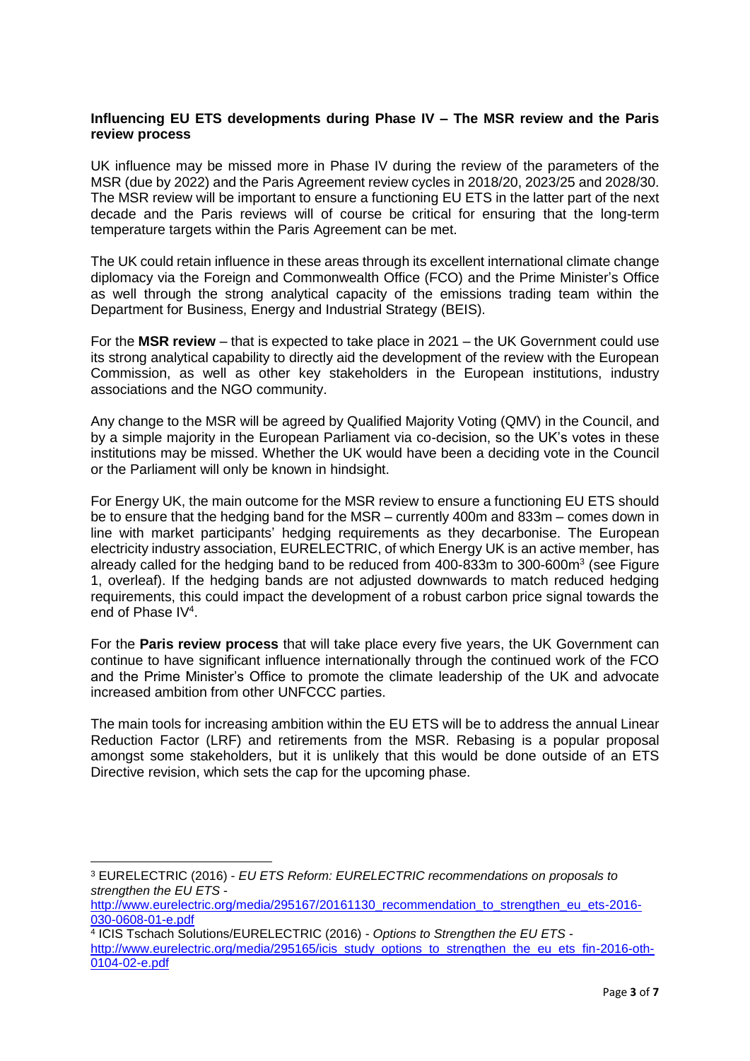**Influencing EU ETS developments during Phase IV – The MSR review and the Paris review process**

UK influence may be missed more in Phase IV during the review of the parameters of the MSR (due by 2022) and the Paris Agreement review cycles in 2018/20, 2023/25 and 2028/30. The MSR review will be important to ensure a functioning EU ETS in the latter part of the next decade and the Paris reviews will of course be critical for ensuring that the long-term temperature targets within the Paris Agreement can be met.

The UK could retain influence in these areas through its excellent international climate change diplomacy via the Foreign and Commonwealth Office (FCO) and the Prime Minister's Office as well through the strong analytical capacity of the emissions trading team within the Department for Business, Energy and Industrial Strategy (BEIS).

For the **MSR review** – that is expected to take place in 2021 – the UK Government could use its strong analytical capability to directly aid the development of the review with the European Commission, as well as other key stakeholders in the European institutions, industry associations and the NGO community.

Any change to the MSR will be agreed by Qualified Majority Voting (QMV) in the Council, and by a simple majority in the European Parliament via co-decision, so the UK's votes in these institutions may be missed. Whether the UK would have been a deciding vote in the Council or the Parliament will only be known in hindsight.

For Energy UK, the main outcome for the MSR review to ensure a functioning EU ETS should be to ensure that the hedging band for the MSR – currently 400m and 833m – comes down in line with market participants' hedging requirements as they decarbonise. The European electricity industry association, EURELECTRIC, of which Energy UK is an active member, has already called for the hedging band to be reduced from 400-833m to 300-600m[3] (see Figure 1, overleaf). If the hedging bands are not adjusted downwards to match reduced hedging requirements, this could impact the development of a robust carbon price signal towards the end of Phase IV[4].

For the **Paris review process** that will take place every five years, the UK Government can continue to have significant influence internationally through the continued work of the FCO and the Prime Minister's Office to promote the climate leadership of the UK and advocate increased ambition from other UNFCCC parties.

The main tools for increasing ambition within the EU ETS will be to address the annual Linear Reduction Factor (LRF) and retirements from the MSR. Rebasing is a popular proposal amongst some stakeholders, but it is unlikely that this would be done outside of an ETS Directive revision, which sets the cap for the upcoming phase.

---

[3] EURELECTRIC (2016) - *EU ETS Reform: EURELECTRIC recommendations on proposals to strengthen the EU ETS* - http://www.eurelectric.org/media/295167/20161130_recommendation_to_strengthen_eu_ets-2016-030-0608-01-e.pdf

[4] ICIS Tschach Solutions/EURELECTRIC (2016) - *Options to Strengthen the EU ETS* - http://www.eurelectric.org/media/295165/icis_study_options_to_strengthen_the_eu_ets_fin-2016-oth-0104-02-e.pdf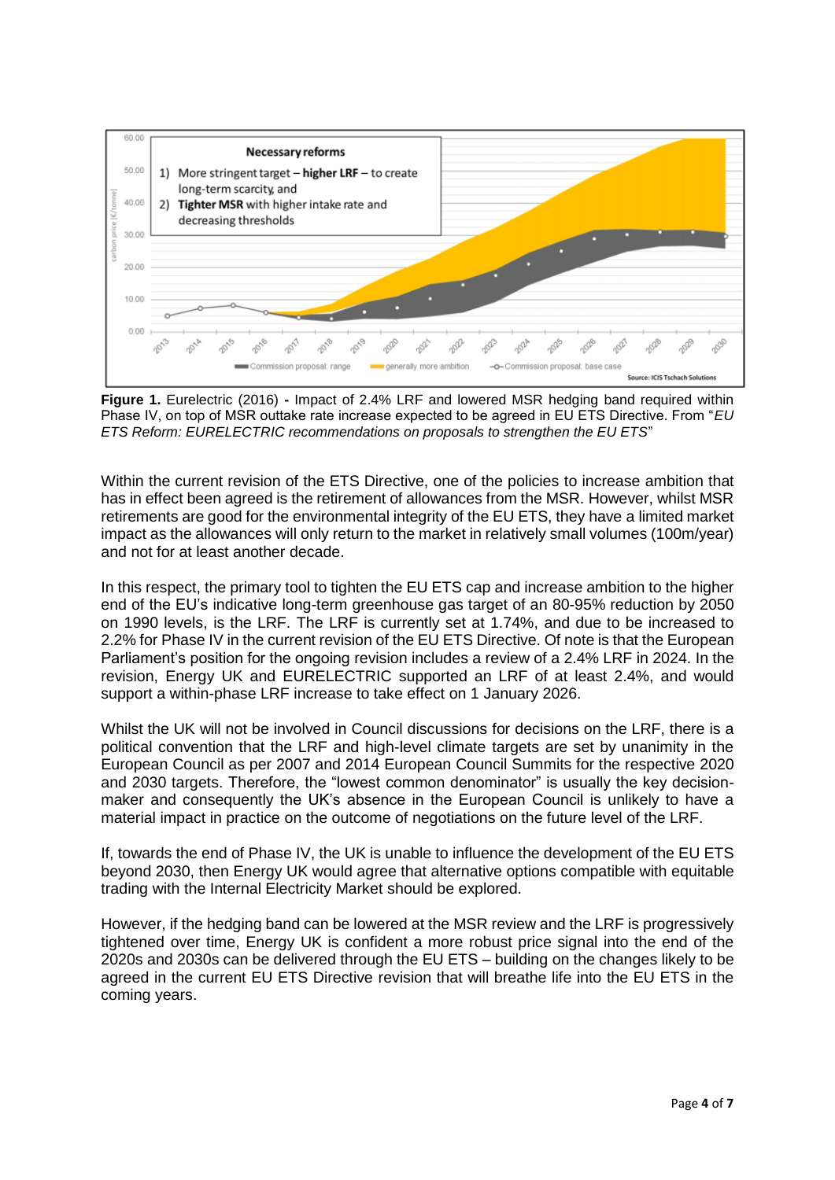**Figure 1.** Eurelectric (2016) **-** Impact of 2.4% LRF and lowered MSR hedging band required within Phase IV, on top of MSR outtake rate increase expected to be agreed in EU ETS Directive. From "*EU ETS Reform: EURELECTRIC recommendations on proposals to strengthen the EU ETS*"

Within the current revision of the ETS Directive, one of the policies to increase ambition that has in effect been agreed is the retirement of allowances from the MSR. However, whilst MSR retirements are good for the environmental integrity of the EU ETS, they have a limited market impact as the allowances will only return to the market in relatively small volumes (100m/year) and not for at least another decade.

In this respect, the primary tool to tighten the EU ETS cap and increase ambition to the higher end of the EU's indicative long-term greenhouse gas target of an 80-95% reduction by 2050 on 1990 levels, is the LRF. The LRF is currently set at 1.74%, and due to be increased to 2.2% for Phase IV in the current revision of the EU ETS Directive. Of note is that the European Parliament's position for the ongoing revision includes a review of a 2.4% LRF in 2024. In the revision, Energy UK and EURELECTRIC supported an LRF of at least 2.4%, and would support a within-phase LRF increase to take effect on 1 January 2026.

Whilst the UK will not be involved in Council discussions for decisions on the LRF, there is a political convention that the LRF and high-level climate targets are set by unanimity in the European Council as per 2007 and 2014 European Council Summits for the respective 2020 and 2030 targets. Therefore, the "lowest common denominator" is usually the key decision-maker and consequently the UK's absence in the European Council is unlikely to have a material impact in practice on the outcome of negotiations on the future level of the LRF.

If, towards the end of Phase IV, the UK is unable to influence the development of the EU ETS beyond 2030, then Energy UK would agree that alternative options compatible with equitable trading with the Internal Electricity Market should be explored.

However, if the hedging band can be lowered at the MSR review and the LRF is progressively tightened over time, Energy UK is confident a more robust price signal into the end of the 2020s and 2030s can be delivered through the EU ETS – building on the changes likely to be agreed in the current EU ETS Directive revision that will breathe life into the EU ETS in the coming years.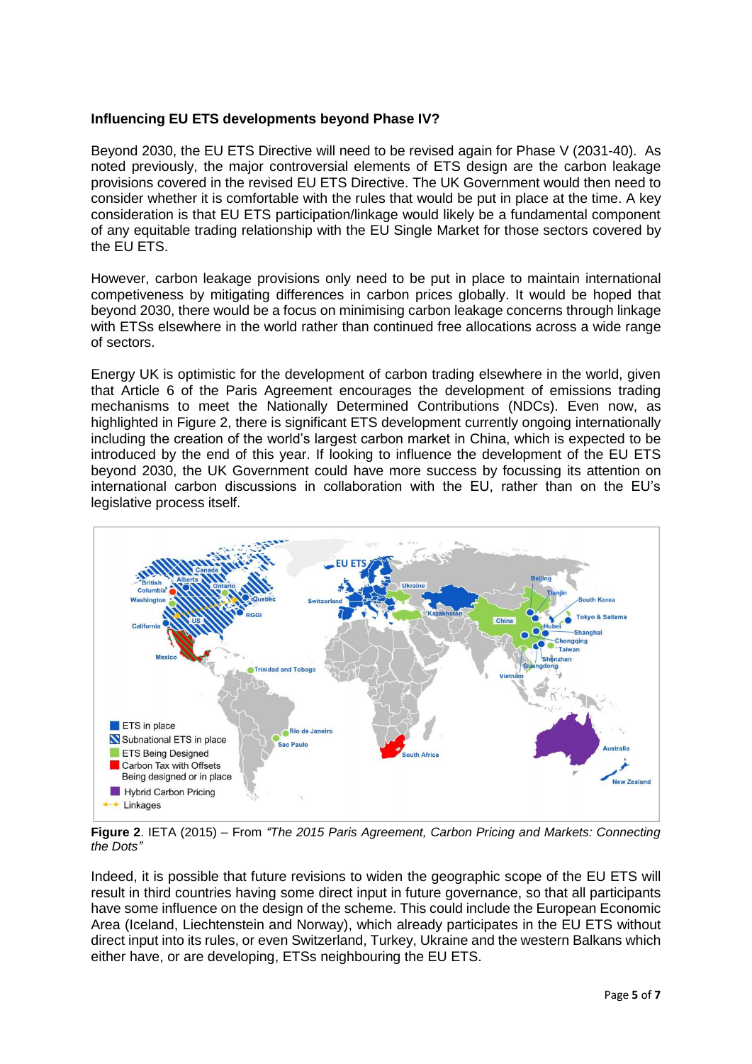**Influencing EU ETS developments beyond Phase IV?**

Beyond 2030, the EU ETS Directive will need to be revised again for Phase V (2031-40). As noted previously, the major controversial elements of ETS design are the carbon leakage provisions covered in the revised EU ETS Directive. The UK Government would then need to consider whether it is comfortable with the rules that would be put in place at the time. A key consideration is that EU ETS participation/linkage would likely be a fundamental component of any equitable trading relationship with the EU Single Market for those sectors covered by the EU ETS.

However, carbon leakage provisions only need to be put in place to maintain international competiveness by mitigating differences in carbon prices globally. It would be hoped that beyond 2030, there would be a focus on minimising carbon leakage concerns through linkage with ETSs elsewhere in the world rather than continued free allocations across a wide range of sectors.

Energy UK is optimistic for the development of carbon trading elsewhere in the world, given that Article 6 of the Paris Agreement encourages the development of emissions trading mechanisms to meet the Nationally Determined Contributions (NDCs). Even now, as highlighted in Figure 2, there is significant ETS development currently ongoing internationally including the creation of the world's largest carbon market in China, which is expected to be introduced by the end of this year. If looking to influence the development of the EU ETS beyond 2030, the UK Government could have more success by focussing its attention on international carbon discussions in collaboration with the EU, rather than on the EU's legislative process itself.

**Figure 2**. IETA (2015) – From *"The 2015 Paris Agreement, Carbon Pricing and Markets: Connecting the Dots"*

Indeed, it is possible that future revisions to widen the geographic scope of the EU ETS will result in third countries having some direct input in future governance, so that all participants have some influence on the design of the scheme. This could include the European Economic Area (Iceland, Liechtenstein and Norway), which already participates in the EU ETS without direct input into its rules, or even Switzerland, Turkey, Ukraine and the western Balkans which either have, or are developing, ETSs neighbouring the EU ETS.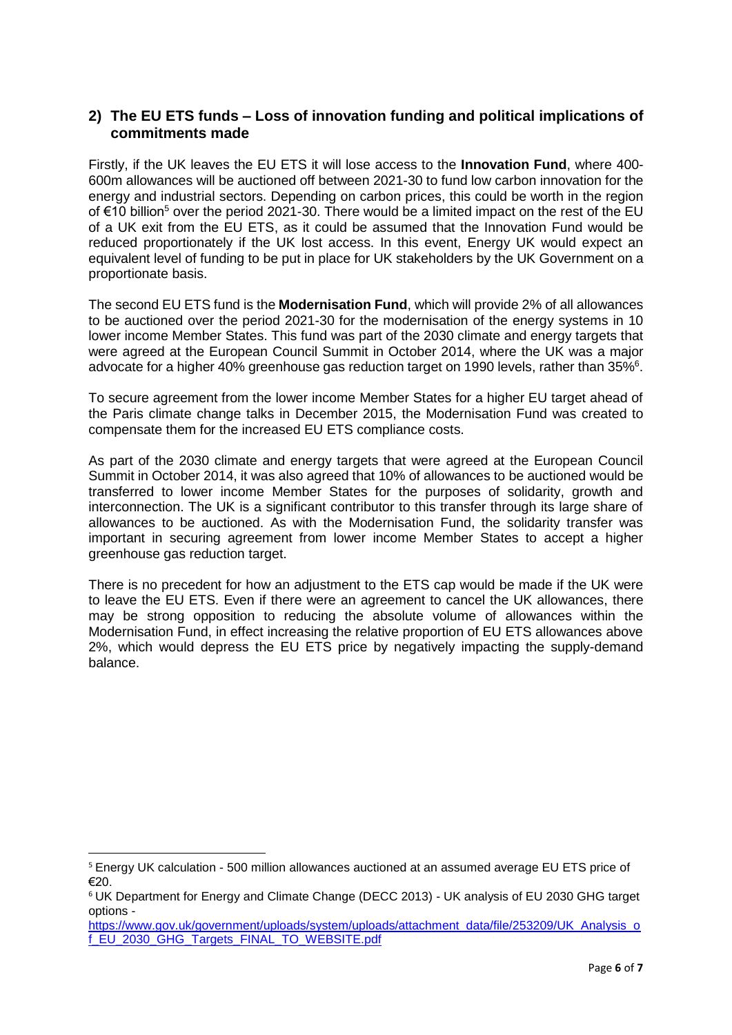## 2) The EU ETS funds – Loss of innovation funding and political implications of commitments made

Firstly, if the UK leaves the EU ETS it will lose access to the **Innovation Fund**, where 400-600m allowances will be auctioned off between 2021-30 to fund low carbon innovation for the energy and industrial sectors. Depending on carbon prices, this could be worth in the region of €10 billion[5] over the period 2021-30. There would be a limited impact on the rest of the EU of a UK exit from the EU ETS, as it could be assumed that the Innovation Fund would be reduced proportionately if the UK lost access. In this event, Energy UK would expect an equivalent level of funding to be put in place for UK stakeholders by the UK Government on a proportionate basis.

The second EU ETS fund is the **Modernisation Fund**, which will provide 2% of all allowances to be auctioned over the period 2021-30 for the modernisation of the energy systems in 10 lower income Member States. This fund was part of the 2030 climate and energy targets that were agreed at the European Council Summit in October 2014, where the UK was a major advocate for a higher 40% greenhouse gas reduction target on 1990 levels, rather than 35%[6].

To secure agreement from the lower income Member States for a higher EU target ahead of the Paris climate change talks in December 2015, the Modernisation Fund was created to compensate them for the increased EU ETS compliance costs.

As part of the 2030 climate and energy targets that were agreed at the European Council Summit in October 2014, it was also agreed that 10% of allowances to be auctioned would be transferred to lower income Member States for the purposes of solidarity, growth and interconnection. The UK is a significant contributor to this transfer through its large share of allowances to be auctioned. As with the Modernisation Fund, the solidarity transfer was important in securing agreement from lower income Member States to accept a higher greenhouse gas reduction target.

There is no precedent for how an adjustment to the ETS cap would be made if the UK were to leave the EU ETS. Even if there were an agreement to cancel the UK allowances, there may be strong opposition to reducing the absolute volume of allowances within the Modernisation Fund, in effect increasing the relative proportion of EU ETS allowances above 2%, which would depress the EU ETS price by negatively impacting the supply-demand balance.

---

[5] Energy UK calculation - 500 million allowances auctioned at an assumed average EU ETS price of €20.

[6] UK Department for Energy and Climate Change (DECC 2013) - UK analysis of EU 2030 GHG target options - https://www.gov.uk/government/uploads/system/uploads/attachment_data/file/253209/UK_Analysis_of_EU_2030_GHG_Targets_FINAL_TO_WEBSITE.pdf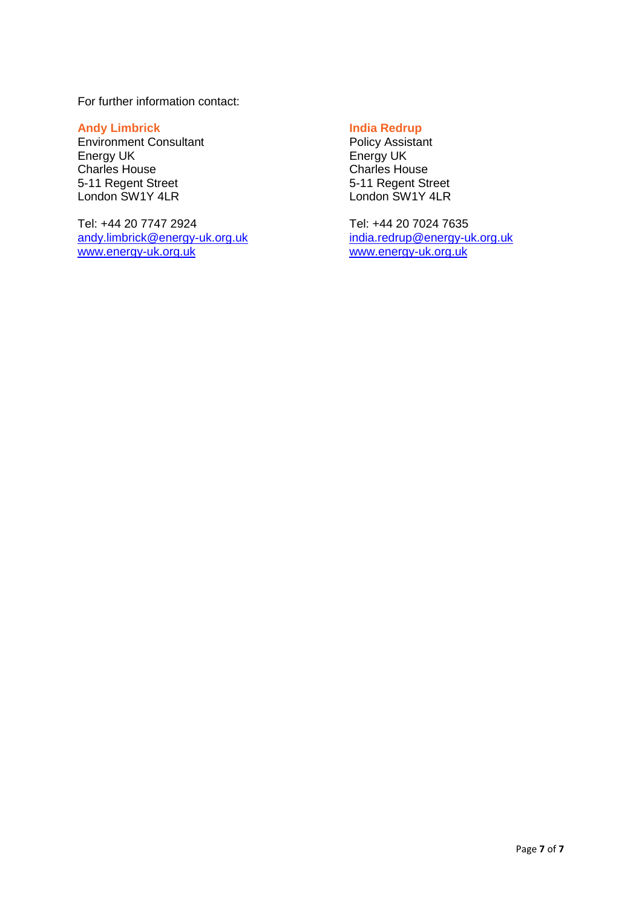For further information contact:

**Andy Limbrick**
Environment Consultant
Energy UK
Charles House
5-11 Regent Street
London SW1Y 4LR

Tel: +44 20 7747 2924
andy.limbrick@energy-uk.org.uk
www.energy-uk.org.uk

**India Redrup**
Policy Assistant
Energy UK
Charles House
5-11 Regent Street
London SW1Y 4LR

Tel: +44 20 7024 7635
india.redrup@energy-uk.org.uk
www.energy-uk.org.uk